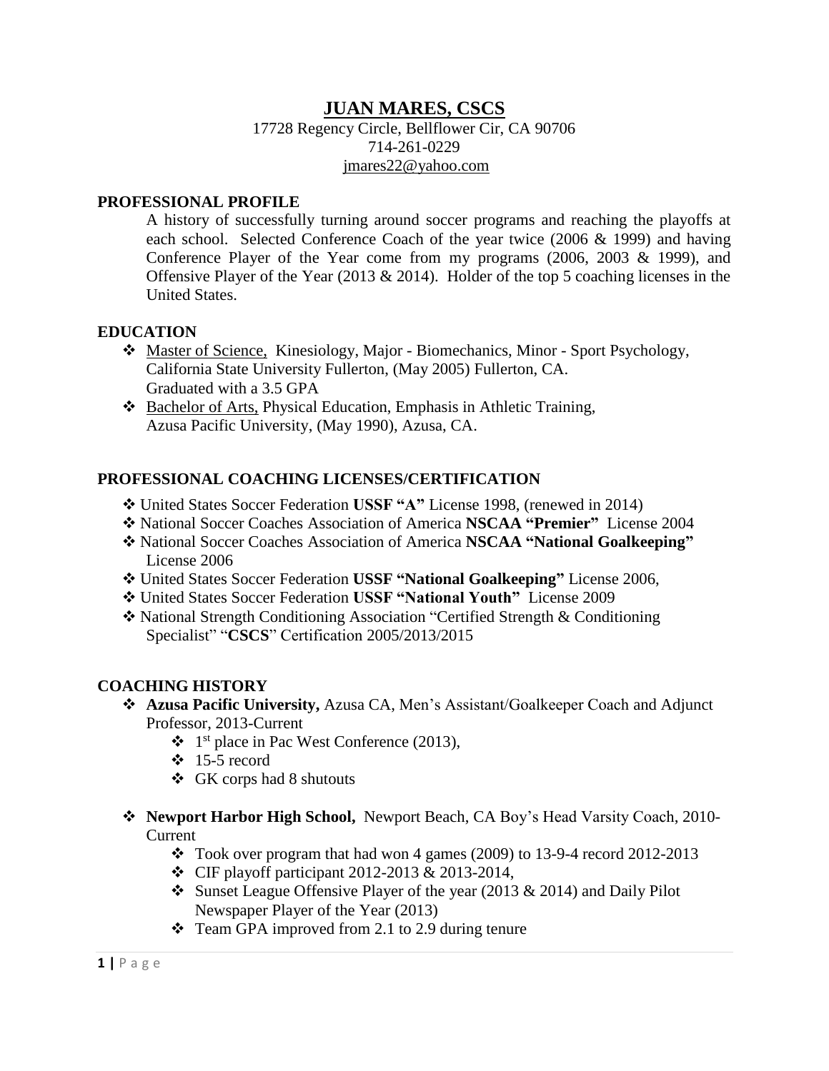# JUAN MARES, CSCS

17728 Regency Circle, Bellflower Cir, CA 90706
714-261-0229
jmares22@yahoo.com

## PROFESSIONAL PROFILE

A history of successfully turning around soccer programs and reaching the playoffs at each school. Selected Conference Coach of the year twice (2006 & 1999) and having Conference Player of the Year come from my programs (2006, 2003 & 1999), and Offensive Player of the Year (2013 & 2014). Holder of the top 5 coaching licenses in the United States.

## EDUCATION

- Master of Science, Kinesiology, Major - Biomechanics, Minor - Sport Psychology, California State University Fullerton, (May 2005) Fullerton, CA.
  Graduated with a 3.5 GPA
- Bachelor of Arts, Physical Education, Emphasis in Athletic Training, Azusa Pacific University, (May 1990), Azusa, CA.

## PROFESSIONAL COACHING LICENSES/CERTIFICATION

- United States Soccer Federation **USSF "A"** License 1998, (renewed in 2014)
- National Soccer Coaches Association of America **NSCAA "Premier"** License 2004
- National Soccer Coaches Association of America **NSCAA "National Goalkeeping"** License 2006
- United States Soccer Federation **USSF "National Goalkeeping"** License 2006,
- United States Soccer Federation **USSF "National Youth"** License 2009
- National Strength Conditioning Association "Certified Strength & Conditioning Specialist" "**CSCS**" Certification 2005/2013/2015

## COACHING HISTORY

- **Azusa Pacific University,** Azusa CA, Men's Assistant/Goalkeeper Coach and Adjunct Professor, 2013-Current
  - 1st place in Pac West Conference (2013),
  - 15-5 record
  - GK corps had 8 shutouts
- **Newport Harbor High School,** Newport Beach, CA Boy's Head Varsity Coach, 2010-Current
  - Took over program that had won 4 games (2009) to 13-9-4 record 2012-2013
  - CIF playoff participant 2012-2013 & 2013-2014,
  - Sunset League Offensive Player of the year (2013 & 2014) and Daily Pilot Newspaper Player of the Year (2013)
  - Team GPA improved from 2.1 to 2.9 during tenure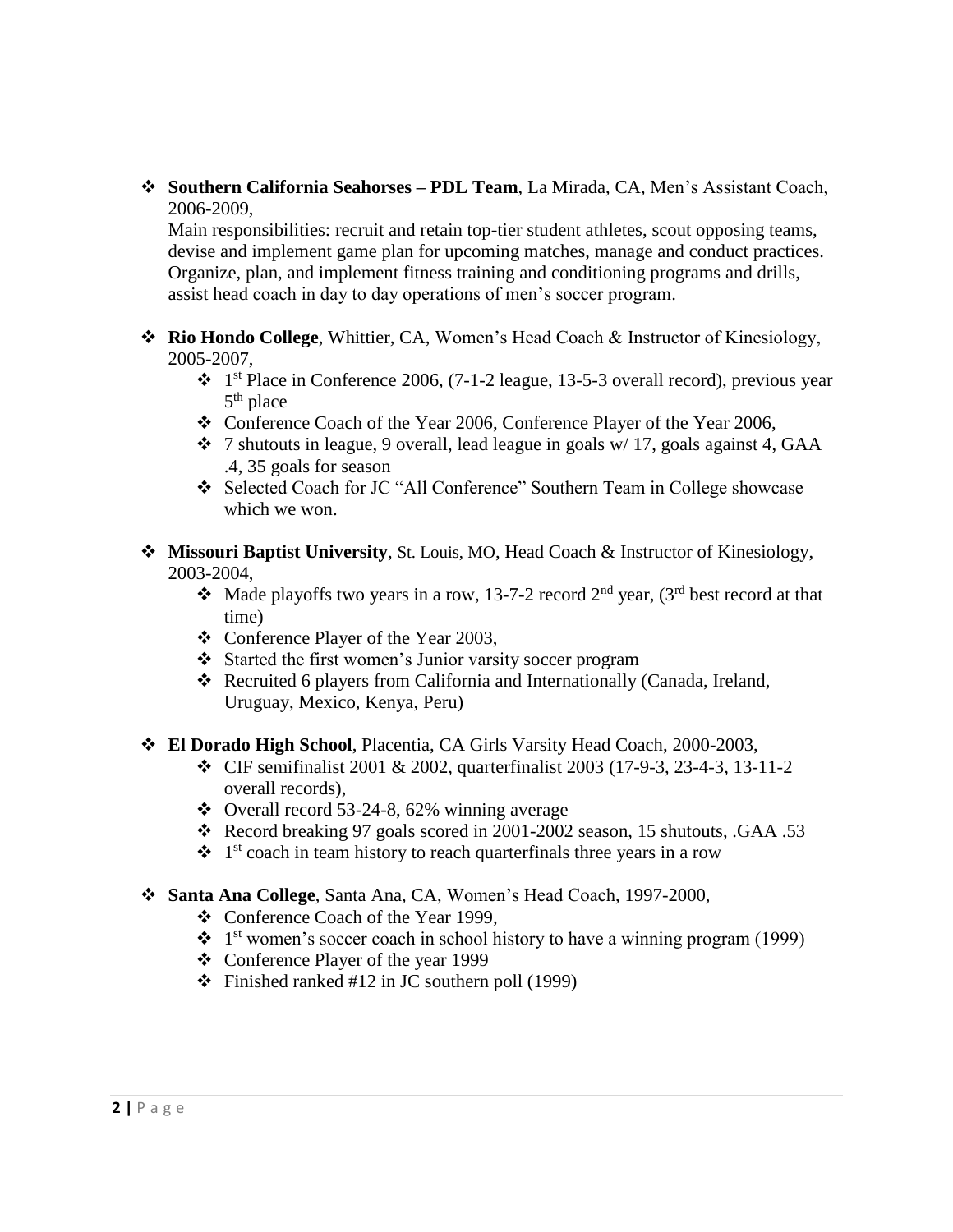- **Southern California Seahorses – PDL Team**, La Mirada, CA, Men's Assistant Coach, 2006-2009,
  Main responsibilities: recruit and retain top-tier student athletes, scout opposing teams, devise and implement game plan for upcoming matches, manage and conduct practices. Organize, plan, and implement fitness training and conditioning programs and drills, assist head coach in day to day operations of men's soccer program.

- **Rio Hondo College**, Whittier, CA, Women's Head Coach & Instructor of Kinesiology, 2005-2007,
  - 1st Place in Conference 2006, (7-1-2 league, 13-5-3 overall record), previous year 5th place
  - Conference Coach of the Year 2006, Conference Player of the Year 2006,
  - 7 shutouts in league, 9 overall, lead league in goals w/ 17, goals against 4, GAA .4, 35 goals for season
  - Selected Coach for JC "All Conference" Southern Team in College showcase which we won.

- **Missouri Baptist University**, St. Louis, MO, Head Coach & Instructor of Kinesiology, 2003-2004,
  - Made playoffs two years in a row, 13-7-2 record 2nd year, (3rd best record at that time)
  - Conference Player of the Year 2003,
  - Started the first women's Junior varsity soccer program
  - Recruited 6 players from California and Internationally (Canada, Ireland, Uruguay, Mexico, Kenya, Peru)

- **El Dorado High School**, Placentia, CA Girls Varsity Head Coach, 2000-2003,
  - CIF semifinalist 2001 & 2002, quarterfinalist 2003 (17-9-3, 23-4-3, 13-11-2 overall records),
  - Overall record 53-24-8, 62% winning average
  - Record breaking 97 goals scored in 2001-2002 season, 15 shutouts, .GAA .53
  - 1st coach in team history to reach quarterfinals three years in a row

- **Santa Ana College**, Santa Ana, CA, Women's Head Coach, 1997-2000,
  - Conference Coach of the Year 1999,
  - 1st women's soccer coach in school history to have a winning program (1999)
  - Conference Player of the year 1999
  - Finished ranked #12 in JC southern poll (1999)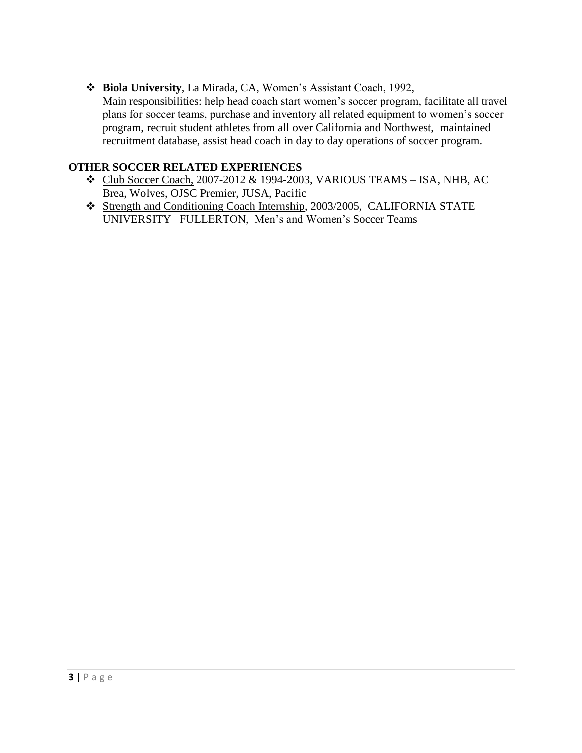- **Biola University**, La Mirada, CA, Women's Assistant Coach, 1992,
  Main responsibilities: help head coach start women's soccer program, facilitate all travel plans for soccer teams, purchase and inventory all related equipment to women's soccer program, recruit student athletes from all over California and Northwest, maintained recruitment database, assist head coach in day to day operations of soccer program.

**OTHER SOCCER RELATED EXPERIENCES**

- <u>Club Soccer Coach,</u> 2007-2012 & 1994-2003, VARIOUS TEAMS – ISA, NHB, AC Brea, Wolves, OJSC Premier, JUSA, Pacific
- <u>Strength and Conditioning Coach Internship</u>, 2003/2005, CALIFORNIA STATE UNIVERSITY –FULLERTON, Men's and Women's Soccer Teams